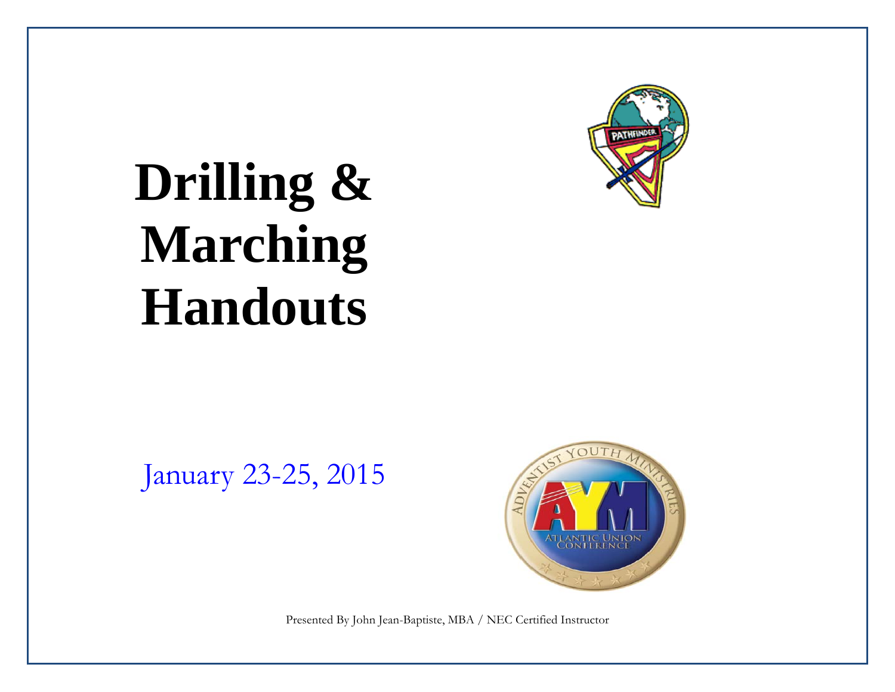# Drilling & Marching Handouts

January 23-25, 2015

Presented By John Jean-Baptiste, MBA / NEC Certified Instructor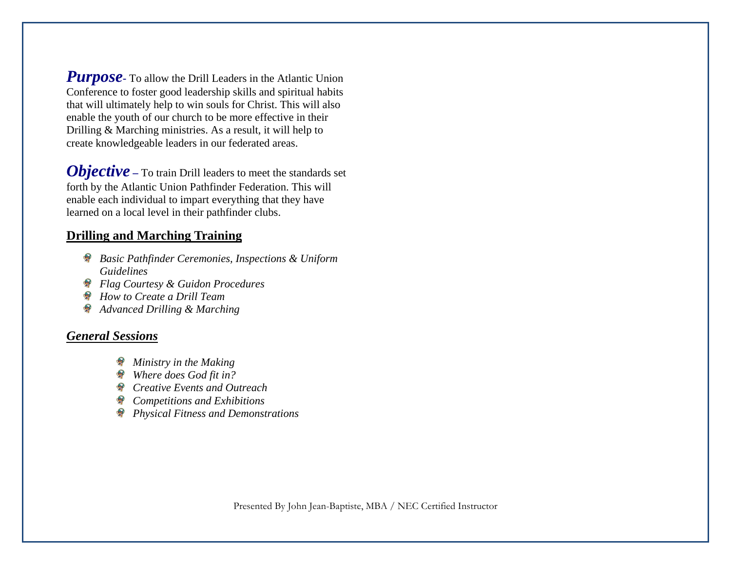***Purpose***- To allow the Drill Leaders in the Atlantic Union Conference to foster good leadership skills and spiritual habits that will ultimately help to win souls for Christ. This will also enable the youth of our church to be more effective in their Drilling & Marching ministries. As a result, it will help to create knowledgeable leaders in our federated areas.

***Objective*** – To train Drill leaders to meet the standards set forth by the Atlantic Union Pathfinder Federation. This will enable each individual to impart everything that they have learned on a local level in their pathfinder clubs.

## Drilling and Marching Training

- *Basic Pathfinder Ceremonies, Inspections & Uniform Guidelines*
- *Flag Courtesy & Guidon Procedures*
- *How to Create a Drill Team*
- *Advanced Drilling & Marching*

## *General Sessions*

- *Ministry in the Making*
- *Where does God fit in?*
- *Creative Events and Outreach*
- *Competitions and Exhibitions*
- *Physical Fitness and Demonstrations*

Presented By John Jean-Baptiste, MBA / NEC Certified Instructor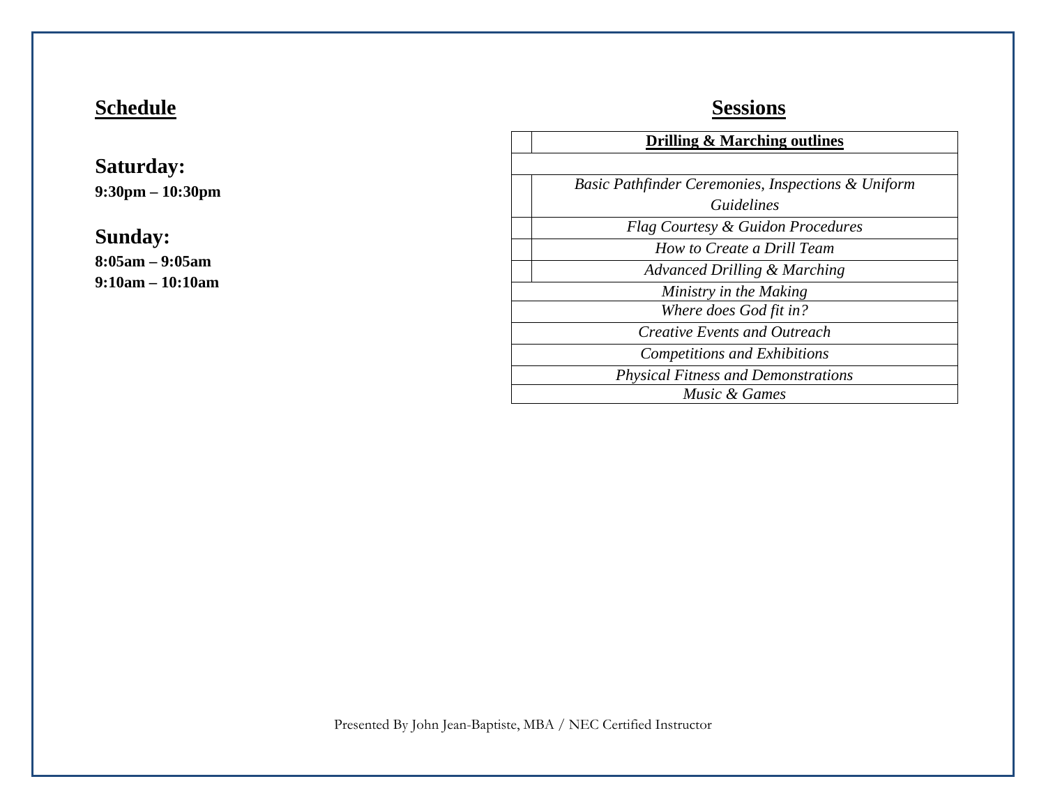## Schedule

### Saturday:

**9:30pm – 10:30pm**

### Sunday:

**8:05am – 9:05am**
**9:10am – 10:10am**

## Sessions

| | |
|---|---|
| | **Drilling & Marching outlines** |
| | |
| | *Basic Pathfinder Ceremonies, Inspections & Uniform Guidelines* |
| | *Flag Courtesy & Guidon Procedures* |
| | *How to Create a Drill Team* |
| | *Advanced Drilling & Marching* |
| *Ministry in the Making* | |
| *Where does God fit in?* | |
| *Creative Events and Outreach* | |
| *Competitions and Exhibitions* | |
| *Physical Fitness and Demonstrations* | |
| *Music & Games* | |

Presented By John Jean-Baptiste, MBA / NEC Certified Instructor